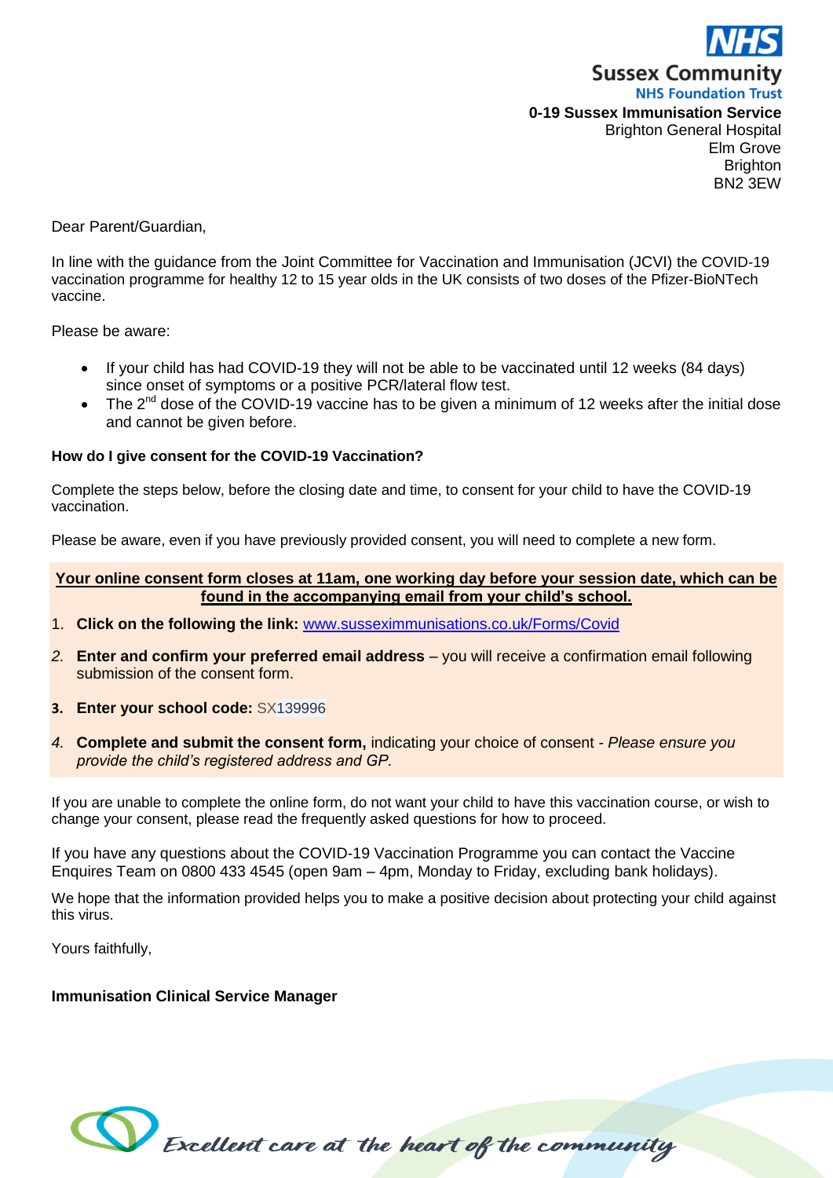NHS
**Sussex Community**
**NHS Foundation Trust**
**0-19 Sussex Immunisation Service**
Brighton General Hospital
Elm Grove
Brighton
BN2 3EW

Dear Parent/Guardian,

In line with the guidance from the Joint Committee for Vaccination and Immunisation (JCVI) the COVID-19 vaccination programme for healthy 12 to 15 year olds in the UK consists of two doses of the Pfizer-BioNTech vaccine.

Please be aware:

- If your child has had COVID-19 they will not be able to be vaccinated until 12 weeks (84 days) since onset of symptoms or a positive PCR/lateral flow test.
- The 2nd dose of the COVID-19 vaccine has to be given a minimum of 12 weeks after the initial dose and cannot be given before.

**How do I give consent for the COVID-19 Vaccination?**

Complete the steps below, before the closing date and time, to consent for your child to have the COVID-19 vaccination.

Please be aware, even if you have previously provided consent, you will need to complete a new form.

**Your online consent form closes at 11am, one working day before your session date, which can be found in the accompanying email from your child's school.**

1. **Click on the following link:** www.sussexirmmunisations.co.uk/Forms/Covid
2. **Enter and confirm your preferred email address** – you will receive a confirmation email following submission of the consent form.
3. **Enter your school code:** SX139996
4. **Complete and submit the consent form,** indicating your choice of consent - *Please ensure you provide the child's registered address and GP.*

If you are unable to complete the online form, do not want your child to have this vaccination course, or wish to change your consent, please read the frequently asked questions for how to proceed.

If you have any questions about the COVID-19 Vaccination Programme you can contact the Vaccine Enquires Team on 0800 433 4545 (open 9am – 4pm, Monday to Friday, excluding bank holidays).

We hope that the information provided helps you to make a positive decision about protecting your child against this virus.

Yours faithfully,

**Immunisation Clinical Service Manager**

*Excellent care at the heart of the community*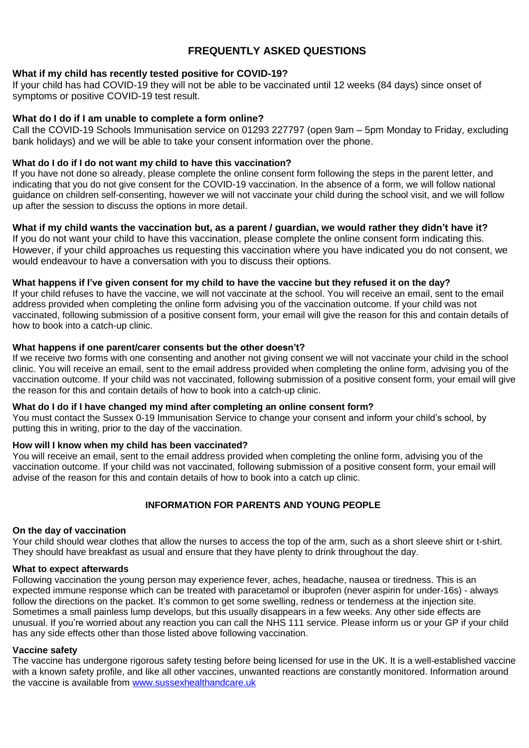# FREQUENTLY ASKED QUESTIONS

**What if my child has recently tested positive for COVID-19?**
If your child has had COVID-19 they will not be able to be vaccinated until 12 weeks (84 days) since onset of symptoms or positive COVID-19 test result.

**What do I do if I am unable to complete a form online?**
Call the COVID-19 Schools Immunisation service on 01293 227797 (open 9am – 5pm Monday to Friday, excluding bank holidays) and we will be able to take your consent information over the phone.

**What do I do if I do not want my child to have this vaccination?**
If you have not done so already, please complete the online consent form following the steps in the parent letter, and indicating that you do not give consent for the COVID-19 vaccination. In the absence of a form, we will follow national guidance on children self-consenting, however we will not vaccinate your child during the school visit, and we will follow up after the session to discuss the options in more detail.

**What if my child wants the vaccination but, as a parent / guardian, we would rather they didn't have it?**
If you do not want your child to have this vaccination, please complete the online consent form indicating this. However, if your child approaches us requesting this vaccination where you have indicated you do not consent, we would endeavour to have a conversation with you to discuss their options.

**What happens if I've given consent for my child to have the vaccine but they refused it on the day?**
If your child refuses to have the vaccine, we will not vaccinate at the school. You will receive an email, sent to the email address provided when completing the online form advising you of the vaccination outcome. If your child was not vaccinated, following submission of a positive consent form, your email will give the reason for this and contain details of how to book into a catch-up clinic.

**What happens if one parent/carer consents but the other doesn't?**
If we receive two forms with one consenting and another not giving consent we will not vaccinate your child in the school clinic. You will receive an email, sent to the email address provided when completing the online form, advising you of the vaccination outcome. If your child was not vaccinated, following submission of a positive consent form, your email will give the reason for this and contain details of how to book into a catch-up clinic.

**What do I do if I have changed my mind after completing an online consent form?**
You must contact the Sussex 0-19 Immunisation Service to change your consent and inform your child's school, by putting this in writing, prior to the day of the vaccination.

**How will I know when my child has been vaccinated?**
You will receive an email, sent to the email address provided when completing the online form, advising you of the vaccination outcome. If your child was not vaccinated, following submission of a positive consent form, your email will advise of the reason for this and contain details of how to book into a catch up clinic.

## INFORMATION FOR PARENTS AND YOUNG PEOPLE

**On the day of vaccination**
Your child should wear clothes that allow the nurses to access the top of the arm, such as a short sleeve shirt or t-shirt. They should have breakfast as usual and ensure that they have plenty to drink throughout the day.

**What to expect afterwards**
Following vaccination the young person may experience fever, aches, headache, nausea or tiredness. This is an expected immune response which can be treated with paracetamol or ibuprofen (never aspirin for under-16s) - always follow the directions on the packet. It's common to get some swelling, redness or tenderness at the injection site. Sometimes a small painless lump develops, but this usually disappears in a few weeks. Any other side effects are unusual. If you're worried about any reaction you can call the NHS 111 service. Please inform us or your GP if your child has any side effects other than those listed above following vaccination.

**Vaccine safety**
The vaccine has undergone rigorous safety testing before being licensed for use in the UK. It is a well-established vaccine with a known safety profile, and like all other vaccines, unwanted reactions are constantly monitored. Information around the vaccine is available from [www.sussexhealthandcare.uk](www.sussexhealthandcare.uk)